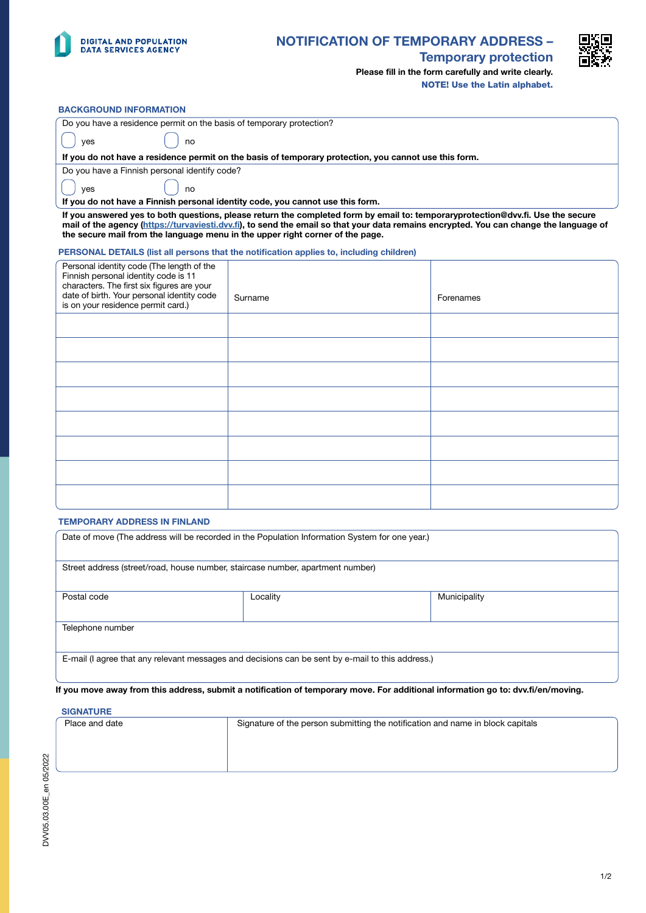DIGITAL AND POPULATION DATA SERVICES AGENCY

# NOTIFICATION OF TEMPORARY ADDRESS – Temporary protection

**Please fill in the form carefully and write clearly.**

**NOTE! Use the Latin alphabet.**

## BACKGROUND INFORMATION

Do you have a residence permit on the basis of temporary protection?

☐ yes ☐ no

**If you do not have a residence permit on the basis of temporary protection, you cannot use this form.**

Do you have a Finnish personal identify code?

☐ yes ☐ no

**If you do not have a Finnish personal identity code, you cannot use this form.**

**If you answered yes to both questions, please return the completed form by email to: temporaryprotection@dvv.fi. Use the secure mail of the agency (https://turvaviesti.dvv.fi), to send the email so that your data remains encrypted. You can change the language of the secure mail from the language menu in the upper right corner of the page.**

## PERSONAL DETAILS (list all persons that the notification applies to, including children)

| Personal identity code (The length of the Finnish personal identity code is 11 characters. The first six figures are your date of birth. Your personal identity code is on your residence permit card.) | Surname | Forenames |
|---|---|---|
| | | |
| | | |
| | | |
| | | |
| | | |
| | | |
| | | |
| | | |

## TEMPORARY ADDRESS IN FINLAND

Date of move (The address will be recorded in the Population Information System for one year.)

Street address (street/road, house number, staircase number, apartment number)

| Postal code | Locality | Municipality |
|---|---|---|
| | | |

Telephone number

E-mail (I agree that any relevant messages and decisions can be sent by e-mail to this address.)

**If you move away from this address, submit a notification of temporary move. For additional information go to: dvv.fi/en/moving.**

## SIGNATURE

| Place and date | Signature of the person submitting the notification and name in block capitals |
|---|---|
| | |

DVV05.03.00E_en 05/2022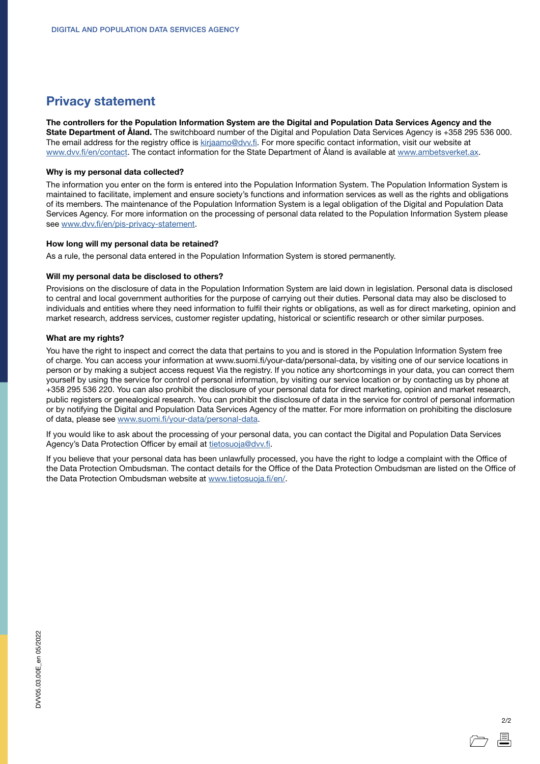# Privacy statement

**The controllers for the Population Information System are the Digital and Population Data Services Agency and the State Department of Åland.** The switchboard number of the Digital and Population Data Services Agency is +358 295 536 000. The email address for the registry office is kirjaamo@dvv.fi. For more specific contact information, visit our website at www.dvv.fi/en/contact. The contact information for the State Department of Åland is available at www.ambetsverket.ax.

### Why is my personal data collected?

The information you enter on the form is entered into the Population Information System. The Population Information System is maintained to facilitate, implement and ensure society's functions and information services as well as the rights and obligations of its members. The maintenance of the Population Information System is a legal obligation of the Digital and Population Data Services Agency. For more information on the processing of personal data related to the Population Information System please see www.dvv.fi/en/pis-privacy-statement.

### How long will my personal data be retained?

As a rule, the personal data entered in the Population Information System is stored permanently.

### Will my personal data be disclosed to others?

Provisions on the disclosure of data in the Population Information System are laid down in legislation. Personal data is disclosed to central and local government authorities for the purpose of carrying out their duties. Personal data may also be disclosed to individuals and entities where they need information to fulfil their rights or obligations, as well as for direct marketing, opinion and market research, address services, customer register updating, historical or scientific research or other similar purposes.

### What are my rights?

You have the right to inspect and correct the data that pertains to you and is stored in the Population Information System free of charge. You can access your information at www.suomi.fi/your-data/personal-data, by visiting one of our service locations in person or by making a subject access request Via the registry. If you notice any shortcomings in your data, you can correct them yourself by using the service for control of personal information, by visiting our service location or by contacting us by phone at +358 295 536 220. You can also prohibit the disclosure of your personal data for direct marketing, opinion and market research, public registers or genealogical research. You can prohibit the disclosure of data in the service for control of personal information or by notifying the Digital and Population Data Services Agency of the matter. For more information on prohibiting the disclosure of data, please see www.suomi.fi/your-data/personal-data.

If you would like to ask about the processing of your personal data, you can contact the Digital and Population Data Services Agency's Data Protection Officer by email at tietosuoja@dvv.fi.

If you believe that your personal data has been unlawfully processed, you have the right to lodge a complaint with the Office of the Data Protection Ombudsman. The contact details for the Office of the Data Protection Ombudsman are listed on the Office of the Data Protection Ombudsman website at www.tietosuoja.fi/en/.

DVV05.03.00E_en 05/2022